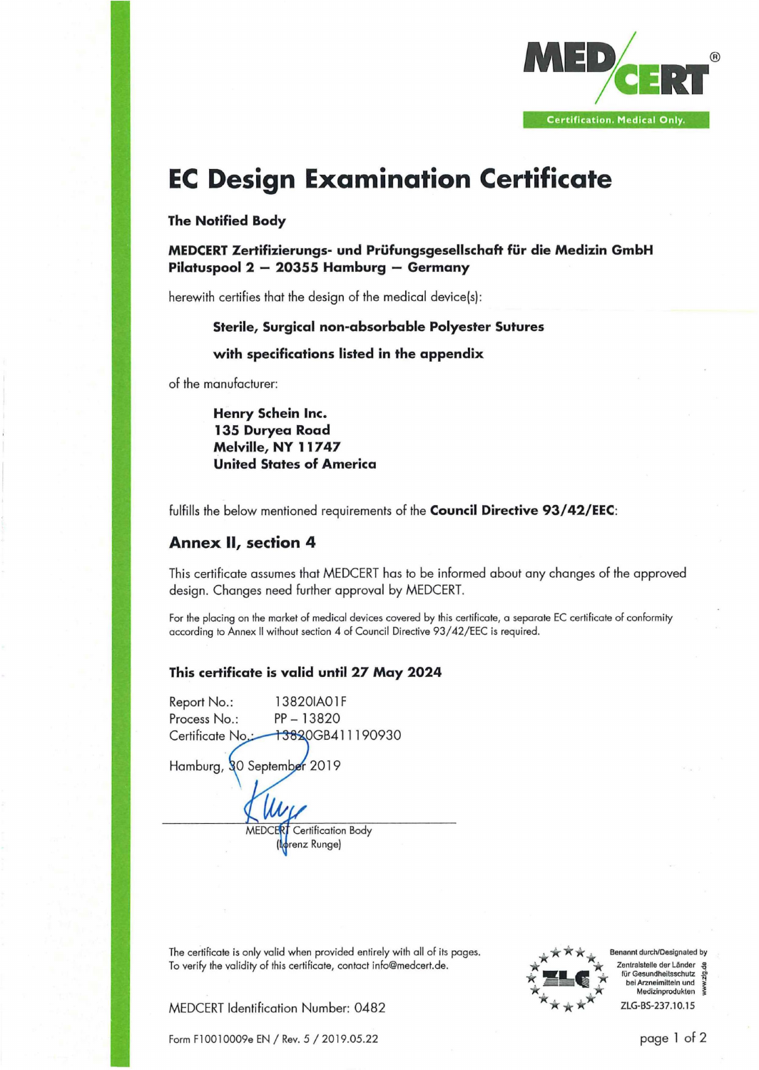MED CERT®

Certification. Medical Only.

# EC Design Examination Certificate

**The Notified Body**

**MEDCERT Zertifizierungs- und Prüfungsgesellschaft für die Medizin GmbH**
**Pilatuspool 2 – 20355 Hamburg – Germany**

herewith certifies that the design of the medical device(s):

**Sterile, Surgical non-absorbable Polyester Sutures**

**with specifications listed in the appendix**

of the manufacturer:

**Henry Schein Inc.**
**135 Duryea Road**
**Melville, NY 11747**
**United States of America**

fulfills the below mentioned requirements of the **Council Directive 93/42/EEC**:

## Annex II, section 4

This certificate assumes that MEDCERT has to be informed about any changes of the approved design. Changes need further approval by MEDCERT.

For the placing on the market of medical devices covered by this certificate, a separate EC certificate of conformity according to Annex II without section 4 of Council Directive 93/42/EEC is required.

**This certificate is valid until 27 May 2024**

Report No.: 13820IA01F
Process No.: PP – 13820
Certificate No.: 13820GB411190930

Hamburg, 30 September 2019

MEDCERT Certification Body
(Lorenz Runge)

The certificate is only valid when provided entirely with all of its pages.
To verify the validity of this certificate, contact info@medcert.de.

MEDCERT Identification Number: 0482

Benannt durch/Designated by
Zentralstelle der Länder für Gesundheitsschutz bei Arzneimitteln und Medizinprodukten
www.zlg.de
ZLG-BS-237.10.15

Form F10010009e EN / Rev. 5 / 2019.05.22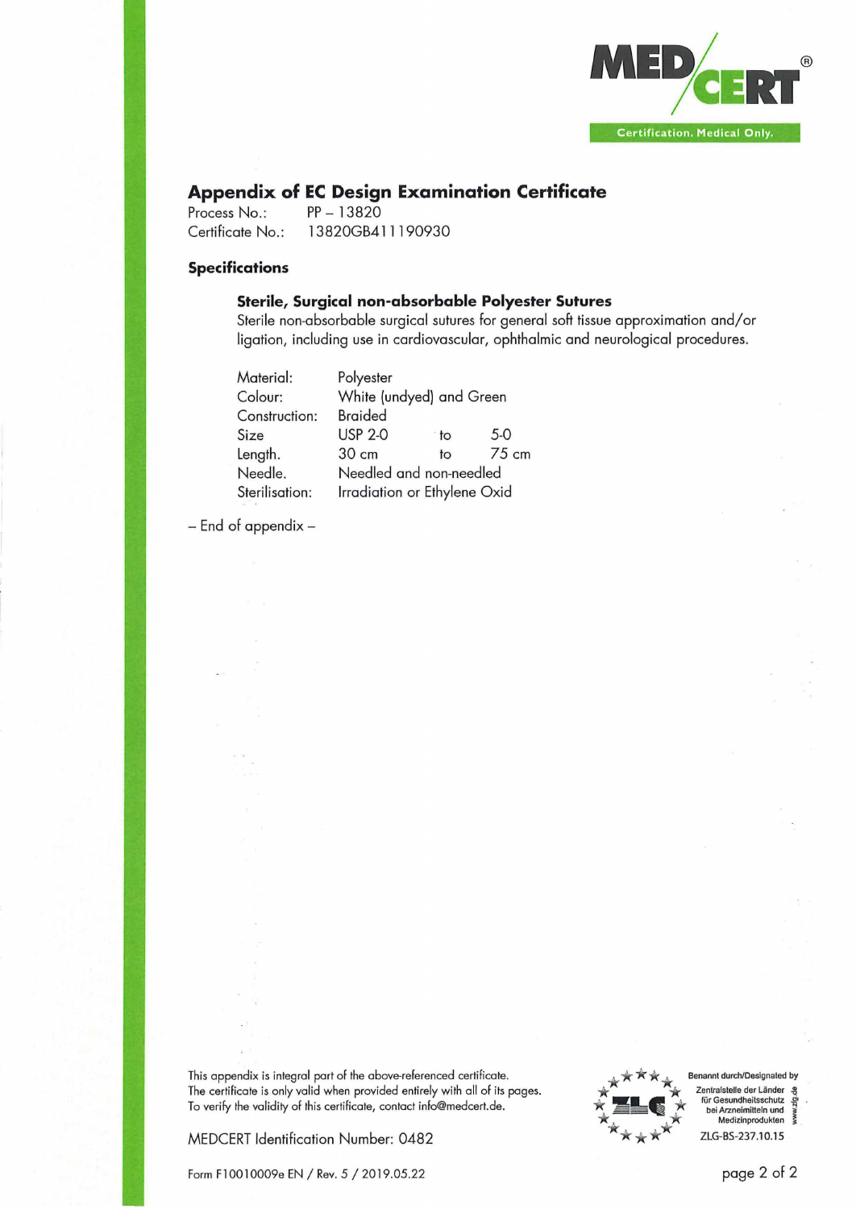MED/CERT®
Certification. Medical Only.

## Appendix of EC Design Examination Certificate

Process No.: PP – 13820
Certificate No.: 13820GB411190930

### Specifications

**Sterile, Surgical non-absorbable Polyester Sutures**

Sterile non-absorbable surgical sutures for general soft tissue approximation and/or ligation, including use in cardiovascular, ophthalmic and neurological procedures.

| | | | |
|---|---|---|---|
| Material: | Polyester | | |
| Colour: | White (undyed) and Green | | |
| Construction: | Braided | | |
| Size | USP 2-0 | to | 5-0 |
| Length. | 30 cm | to | 75 cm |
| Needle. | Needled and non-needled | | |
| Sterilisation: | Irradiation or Ethylene Oxid | | |

– End of appendix –

This appendix is integral part of the above-referenced certificate.
The certificate is only valid when provided entirely with all of its pages.
To verify the validity of this certificate, contact info@medcert.de.

MEDCERT Identification Number: 0482

Benannt durch/Designated by
Zentralstelle der Länder für Gesundheitsschutz bei Arzneimitteln und Medizinprodukten
www.zlg.de
ZLG-BS-237.10.15

Form F10010009e EN / Rev. 5 / 2019.05.22